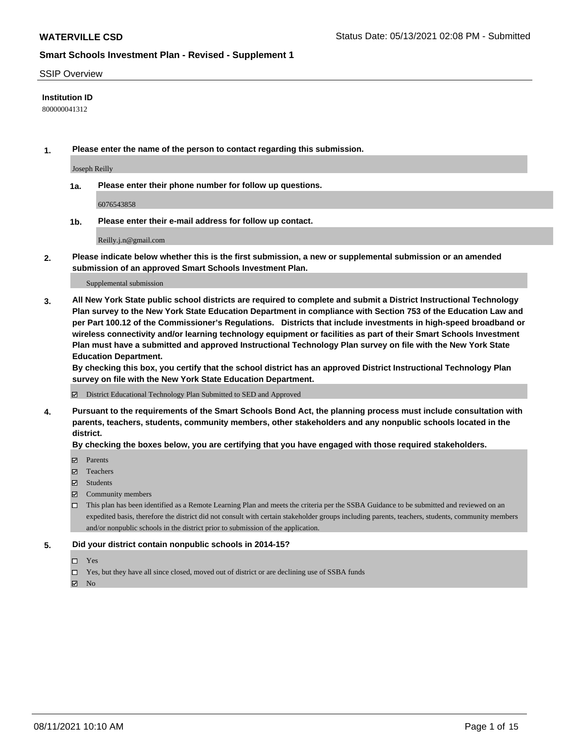**WATERVILLE CSD** Status Date: 05/13/2021 02:08 PM - Submitted

**Smart Schools Investment Plan - Revised - Supplement 1**

SSIP Overview

**Institution ID**

800000041312

**1. Please enter the name of the person to contact regarding this submission.**

Joseph Reilly

**1a. Please enter their phone number for follow up questions.**

6076543858

**1b. Please enter their e-mail address for follow up contact.**

Reilly.j.n@gmail.com

**2. Please indicate below whether this is the first submission, a new or supplemental submission or an amended submission of an approved Smart Schools Investment Plan.**

Supplemental submission

**3. All New York State public school districts are required to complete and submit a District Instructional Technology Plan survey to the New York State Education Department in compliance with Section 753 of the Education Law and per Part 100.12 of the Commissioner's Regulations. Districts that include investments in high-speed broadband or wireless connectivity and/or learning technology equipment or facilities as part of their Smart Schools Investment Plan must have a submitted and approved Instructional Technology Plan survey on file with the New York State Education Department.**
**By checking this box, you certify that the school district has an approved District Instructional Technology Plan survey on file with the New York State Education Department.**

☑ District Educational Technology Plan Submitted to SED and Approved

**4. Pursuant to the requirements of the Smart Schools Bond Act, the planning process must include consultation with parents, teachers, students, community members, other stakeholders and any nonpublic schools located in the district.**
**By checking the boxes below, you are certifying that you have engaged with those required stakeholders.**

- ☑ Parents
- ☑ Teachers
- ☑ Students
- ☑ Community members
- ☐ This plan has been identified as a Remote Learning Plan and meets the criteria per the SSBA Guidance to be submitted and reviewed on an expedited basis, therefore the district did not consult with certain stakeholder groups including parents, teachers, students, community members and/or nonpublic schools in the district prior to submission of the application.

**5. Did your district contain nonpublic schools in 2014-15?**

- ☐ Yes
- ☐ Yes, but they have all since closed, moved out of district or are declining use of SSBA funds
- ☑ No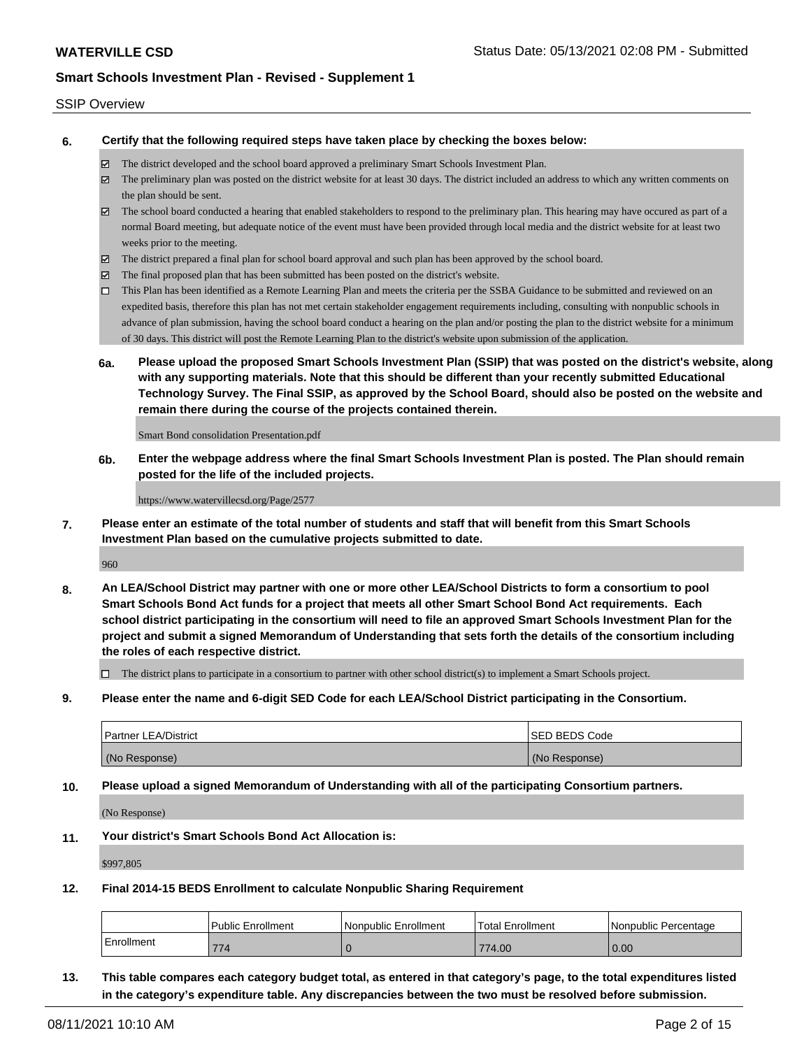SSIP Overview

**6. Certify that the following required steps have taken place by checking the boxes below:**

- ☑ The district developed and the school board approved a preliminary Smart Schools Investment Plan.
- ☑ The preliminary plan was posted on the district website for at least 30 days. The district included an address to which any written comments on the plan should be sent.
- ☑ The school board conducted a hearing that enabled stakeholders to respond to the preliminary plan. This hearing may have occured as part of a normal Board meeting, but adequate notice of the event must have been provided through local media and the district website for at least two weeks prior to the meeting.
- ☑ The district prepared a final plan for school board approval and such plan has been approved by the school board.
- ☑ The final proposed plan that has been submitted has been posted on the district's website.
- ☐ This Plan has been identified as a Remote Learning Plan and meets the criteria per the SSBA Guidance to be submitted and reviewed on an expedited basis, therefore this plan has not met certain stakeholder engagement requirements including, consulting with nonpublic schools in advance of plan submission, having the school board conduct a hearing on the plan and/or posting the plan to the district website for a minimum of 30 days. This district will post the Remote Learning Plan to the district's website upon submission of the application.

**6a. Please upload the proposed Smart Schools Investment Plan (SSIP) that was posted on the district's website, along with any supporting materials. Note that this should be different than your recently submitted Educational Technology Survey. The Final SSIP, as approved by the School Board, should also be posted on the website and remain there during the course of the projects contained therein.**

Smart Bond consolidation Presentation.pdf

**6b. Enter the webpage address where the final Smart Schools Investment Plan is posted. The Plan should remain posted for the life of the included projects.**

https://www.watervillecsd.org/Page/2577

**7. Please enter an estimate of the total number of students and staff that will benefit from this Smart Schools Investment Plan based on the cumulative projects submitted to date.**

960

**8. An LEA/School District may partner with one or more other LEA/School Districts to form a consortium to pool Smart Schools Bond Act funds for a project that meets all other Smart School Bond Act requirements. Each school district participating in the consortium will need to file an approved Smart Schools Investment Plan for the project and submit a signed Memorandum of Understanding that sets forth the details of the consortium including the roles of each respective district.**

- ☐ The district plans to participate in a consortium to partner with other school district(s) to implement a Smart Schools project.

**9. Please enter the name and 6-digit SED Code for each LEA/School District participating in the Consortium.**

| Partner LEA/District | SED BEDS Code |
|---|---|
| (No Response) | (No Response) |

**10. Please upload a signed Memorandum of Understanding with all of the participating Consortium partners.**

(No Response)

**11. Your district's Smart Schools Bond Act Allocation is:**

$997,805

**12. Final 2014-15 BEDS Enrollment to calculate Nonpublic Sharing Requirement**

| | Public Enrollment | Nonpublic Enrollment | Total Enrollment | Nonpublic Percentage |
|---|---|---|---|---|
| Enrollment | 774 | 0 | 774.00 | 0.00 |

**13. This table compares each category budget total, as entered in that category's page, to the total expenditures listed in the category's expenditure table. Any discrepancies between the two must be resolved before submission.**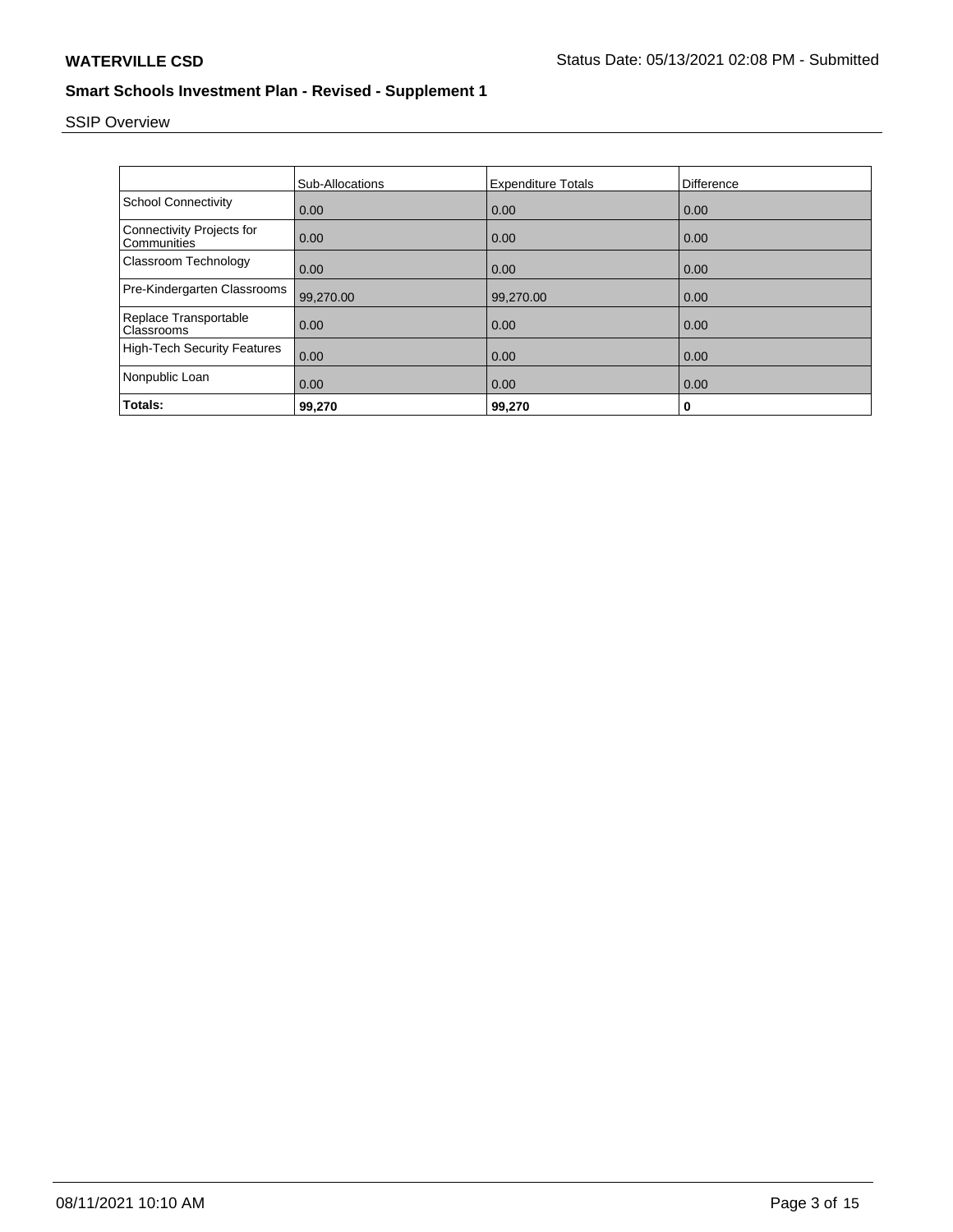**WATERVILLE CSD**

Status Date: 05/13/2021 02:08 PM - Submitted

## Smart Schools Investment Plan - Revised - Supplement 1

SSIP Overview

| | Sub-Allocations | Expenditure Totals | Difference |
|---|---|---|---|
| School Connectivity | 0.00 | 0.00 | 0.00 |
| Connectivity Projects for Communities | 0.00 | 0.00 | 0.00 |
| Classroom Technology | 0.00 | 0.00 | 0.00 |
| Pre-Kindergarten Classrooms | 99,270.00 | 99,270.00 | 0.00 |
| Replace Transportable Classrooms | 0.00 | 0.00 | 0.00 |
| High-Tech Security Features | 0.00 | 0.00 | 0.00 |
| Nonpublic Loan | 0.00 | 0.00 | 0.00 |
| **Totals:** | **99,270** | **99,270** | **0** |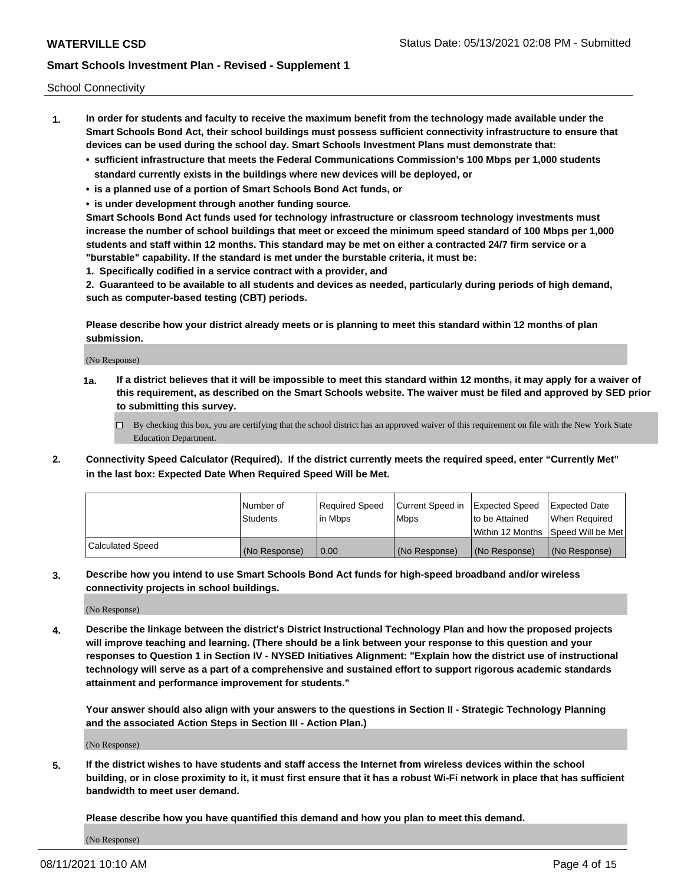School Connectivity

1. **In order for students and faculty to receive the maximum benefit from the technology made available under the Smart Schools Bond Act, their school buildings must possess sufficient connectivity infrastructure to ensure that devices can be used during the school day. Smart Schools Investment Plans must demonstrate that:**
   - **sufficient infrastructure that meets the Federal Communications Commission's 100 Mbps per 1,000 students standard currently exists in the buildings where new devices will be deployed, or**
   - **is a planned use of a portion of Smart Schools Bond Act funds, or**
   - **is under development through another funding source.**

   **Smart Schools Bond Act funds used for technology infrastructure or classroom technology investments must increase the number of school buildings that meet or exceed the minimum speed standard of 100 Mbps per 1,000 students and staff within 12 months. This standard may be met on either a contracted 24/7 firm service or a "burstable" capability. If the standard is met under the burstable criteria, it must be:**

   **1. Specifically codified in a service contract with a provider, and**

   **2. Guaranteed to be available to all students and devices as needed, particularly during periods of high demand, such as computer-based testing (CBT) periods.**

   **Please describe how your district already meets or is planning to meet this standard within 12 months of plan submission.**

   (No Response)

   **1a. If a district believes that it will be impossible to meet this standard within 12 months, it may apply for a waiver of this requirement, as described on the Smart Schools website. The waiver must be filed and approved by SED prior to submitting this survey.**

   ☐ By checking this box, you are certifying that the school district has an approved waiver of this requirement on file with the New York State Education Department.

2. **Connectivity Speed Calculator (Required). If the district currently meets the required speed, enter "Currently Met" in the last box: Expected Date When Required Speed Will be Met.**

| | Number of Students | Required Speed in Mbps | Current Speed in Mbps | Expected Speed to be Attained Within 12 Months | Expected Date When Required Speed Will be Met |
|---|---|---|---|---|---|
| Calculated Speed | (No Response) | 0.00 | (No Response) | (No Response) | (No Response) |

3. **Describe how you intend to use Smart Schools Bond Act funds for high-speed broadband and/or wireless connectivity projects in school buildings.**

   (No Response)

4. **Describe the linkage between the district's District Instructional Technology Plan and how the proposed projects will improve teaching and learning. (There should be a link between your response to this question and your responses to Question 1 in Section IV - NYSED Initiatives Alignment: "Explain how the district use of instructional technology will serve as a part of a comprehensive and sustained effort to support rigorous academic standards attainment and performance improvement for students."**

   **Your answer should also align with your answers to the questions in Section II - Strategic Technology Planning and the associated Action Steps in Section III - Action Plan.)**

   (No Response)

5. **If the district wishes to have students and staff access the Internet from wireless devices within the school building, or in close proximity to it, it must first ensure that it has a robust Wi-Fi network in place that has sufficient bandwidth to meet user demand.**

   **Please describe how you have quantified this demand and how you plan to meet this demand.**

   (No Response)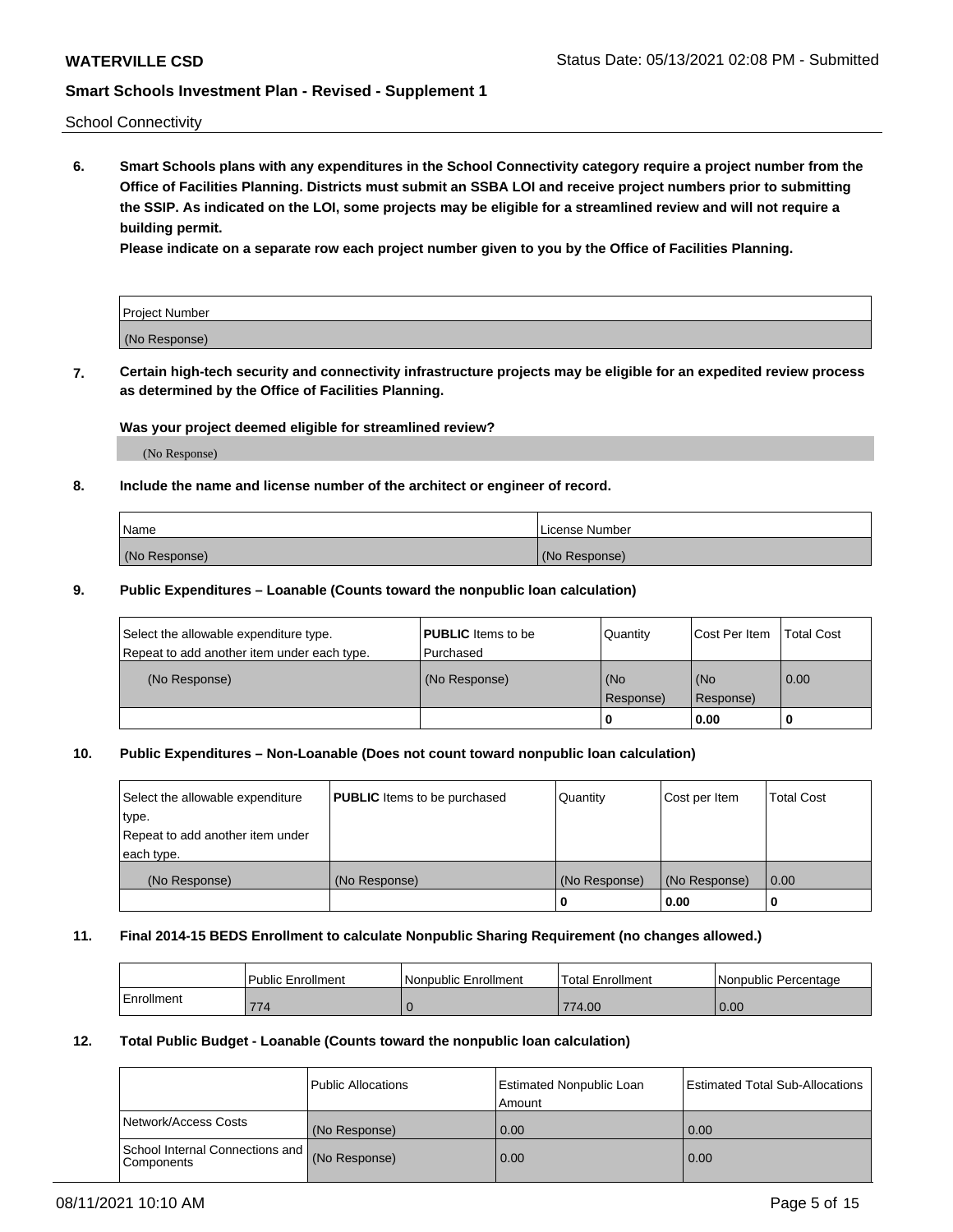School Connectivity

**6. Smart Schools plans with any expenditures in the School Connectivity category require a project number from the Office of Facilities Planning. Districts must submit an SSBA LOI and receive project numbers prior to submitting the SSIP. As indicated on the LOI, some projects may be eligible for a streamlined review and will not require a building permit.**

**Please indicate on a separate row each project number given to you by the Office of Facilities Planning.**

| Project Number |
| --- |
| (No Response) |

**7. Certain high-tech security and connectivity infrastructure projects may be eligible for an expedited review process as determined by the Office of Facilities Planning.**

**Was your project deemed eligible for streamlined review?**

(No Response)

**8. Include the name and license number of the architect or engineer of record.**

| Name | License Number |
| --- | --- |
| (No Response) | (No Response) |

**9. Public Expenditures – Loanable (Counts toward the nonpublic loan calculation)**

| Select the allowable expenditure type. Repeat to add another item under each type. | **PUBLIC** Items to be Purchased | Quantity | Cost Per Item | Total Cost |
| --- | --- | --- | --- | --- |
| (No Response) | (No Response) | (No Response) | (No Response) | 0.00 |
| | | 0 | 0.00 | 0 |

**10. Public Expenditures – Non-Loanable (Does not count toward nonpublic loan calculation)**

| Select the allowable expenditure type. Repeat to add another item under each type. | **PUBLIC** Items to be purchased | Quantity | Cost per Item | Total Cost |
| --- | --- | --- | --- | --- |
| (No Response) | (No Response) | (No Response) | (No Response) | 0.00 |
| | | 0 | 0.00 | 0 |

**11. Final 2014-15 BEDS Enrollment to calculate Nonpublic Sharing Requirement (no changes allowed.)**

| | Public Enrollment | Nonpublic Enrollment | Total Enrollment | Nonpublic Percentage |
| --- | --- | --- | --- | --- |
| Enrollment | 774 | 0 | 774.00 | 0.00 |

**12. Total Public Budget - Loanable (Counts toward the nonpublic loan calculation)**

| | Public Allocations | Estimated Nonpublic Loan Amount | Estimated Total Sub-Allocations |
| --- | --- | --- | --- |
| Network/Access Costs | (No Response) | 0.00 | 0.00 |
| School Internal Connections and Components | (No Response) | 0.00 | 0.00 |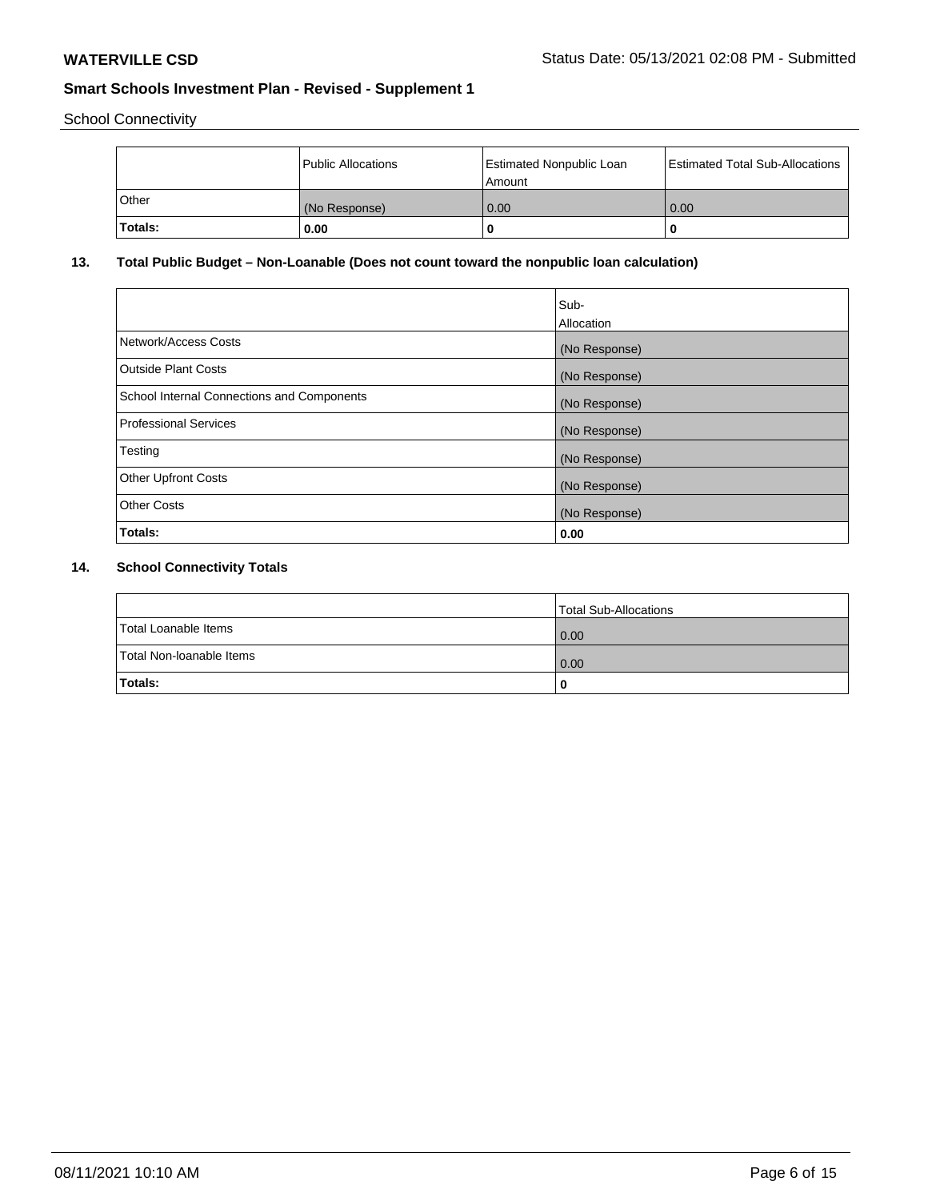School Connectivity

| | Public Allocations | Estimated Nonpublic Loan Amount | Estimated Total Sub-Allocations |
|---|---|---|---|
| Other | (No Response) | 0.00 | 0.00 |
| **Totals:** | **0.00** | **0** | **0** |

## 13. Total Public Budget – Non-Loanable (Does not count toward the nonpublic loan calculation)

| | Sub-Allocation |
|---|---|
| Network/Access Costs | (No Response) |
| Outside Plant Costs | (No Response) |
| School Internal Connections and Components | (No Response) |
| Professional Services | (No Response) |
| Testing | (No Response) |
| Other Upfront Costs | (No Response) |
| Other Costs | (No Response) |
| **Totals:** | **0.00** |

## 14. School Connectivity Totals

| | Total Sub-Allocations |
|---|---|
| Total Loanable Items | 0.00 |
| Total Non-loanable Items | 0.00 |
| **Totals:** | **0** |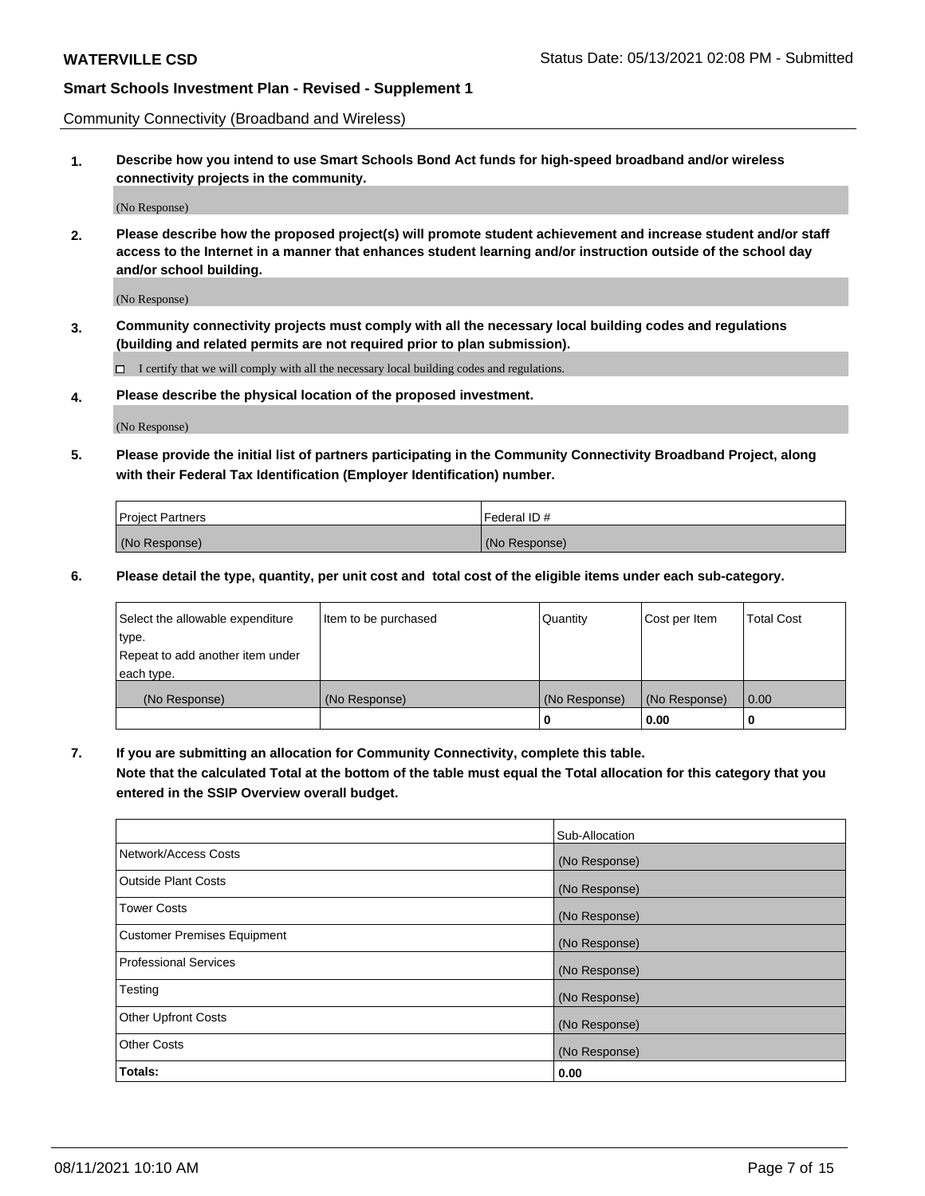Community Connectivity (Broadband and Wireless)

**1. Describe how you intend to use Smart Schools Bond Act funds for high-speed broadband and/or wireless connectivity projects in the community.**

(No Response)

**2. Please describe how the proposed project(s) will promote student achievement and increase student and/or staff access to the Internet in a manner that enhances student learning and/or instruction outside of the school day and/or school building.**

(No Response)

**3. Community connectivity projects must comply with all the necessary local building codes and regulations (building and related permits are not required prior to plan submission).**

☐ I certify that we will comply with all the necessary local building codes and regulations.

**4. Please describe the physical location of the proposed investment.**

(No Response)

**5. Please provide the initial list of partners participating in the Community Connectivity Broadband Project, along with their Federal Tax Identification (Employer Identification) number.**

| Project Partners | Federal ID # |
|---|---|
| (No Response) | (No Response) |

**6. Please detail the type, quantity, per unit cost and total cost of the eligible items under each sub-category.**

| Select the allowable expenditure type. Repeat to add another item under each type. | Item to be purchased | Quantity | Cost per Item | Total Cost |
|---|---|---|---|---|
| (No Response) | (No Response) | (No Response) | (No Response) | 0.00 |
| | | **0** | **0.00** | **0** |

**7. If you are submitting an allocation for Community Connectivity, complete this table. Note that the calculated Total at the bottom of the table must equal the Total allocation for this category that you entered in the SSIP Overview overall budget.**

| | Sub-Allocation |
|---|---|
| Network/Access Costs | (No Response) |
| Outside Plant Costs | (No Response) |
| Tower Costs | (No Response) |
| Customer Premises Equipment | (No Response) |
| Professional Services | (No Response) |
| Testing | (No Response) |
| Other Upfront Costs | (No Response) |
| Other Costs | (No Response) |
| **Totals:** | **0.00** |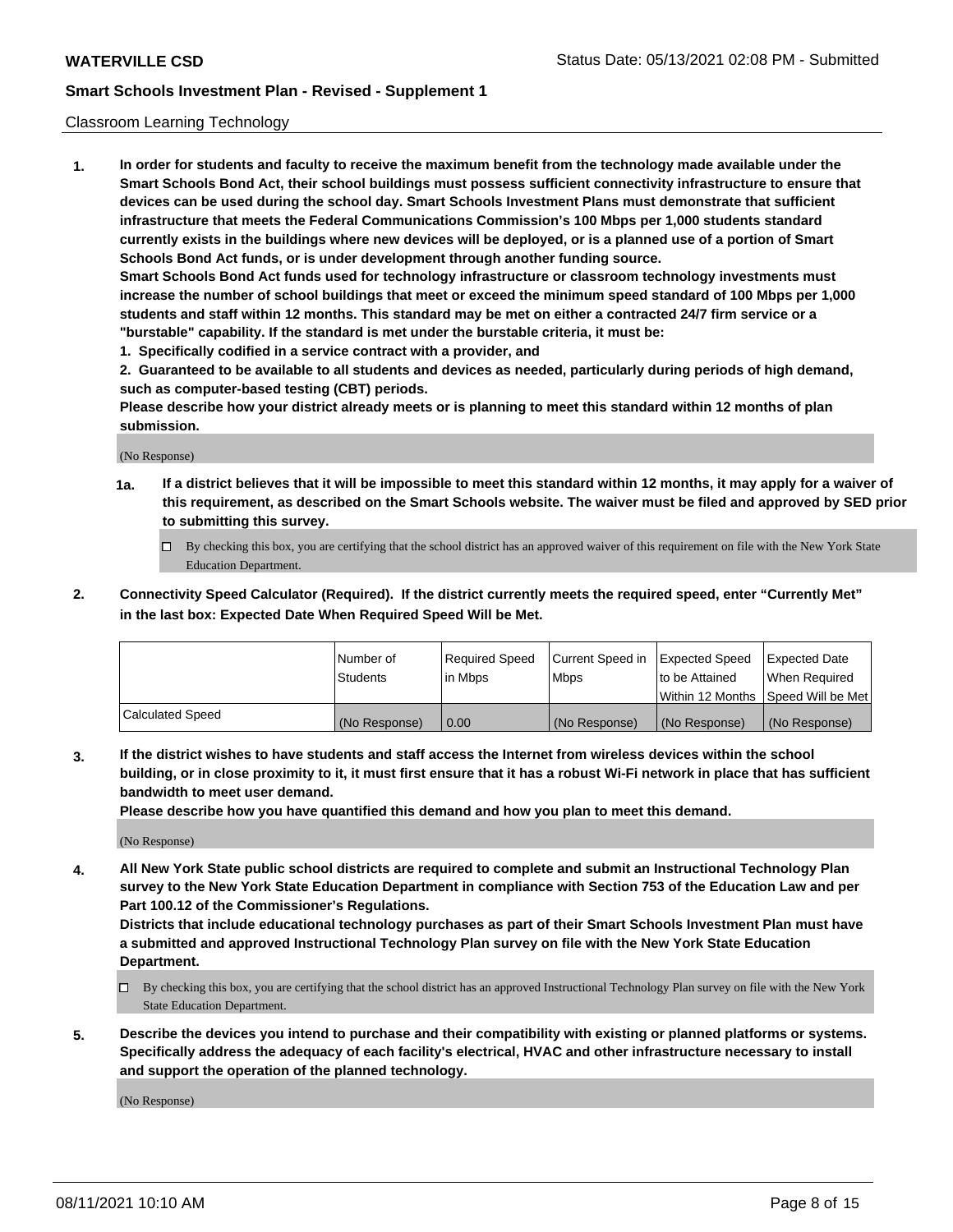Classroom Learning Technology

**1. In order for students and faculty to receive the maximum benefit from the technology made available under the Smart Schools Bond Act, their school buildings must possess sufficient connectivity infrastructure to ensure that devices can be used during the school day. Smart Schools Investment Plans must demonstrate that sufficient infrastructure that meets the Federal Communications Commission's 100 Mbps per 1,000 students standard currently exists in the buildings where new devices will be deployed, or is a planned use of a portion of Smart Schools Bond Act funds, or is under development through another funding source.**

**Smart Schools Bond Act funds used for technology infrastructure or classroom technology investments must increase the number of school buildings that meet or exceed the minimum speed standard of 100 Mbps per 1,000 students and staff within 12 months. This standard may be met on either a contracted 24/7 firm service or a "burstable" capability. If the standard is met under the burstable criteria, it must be:**

**1. Specifically codified in a service contract with a provider, and**

**2. Guaranteed to be available to all students and devices as needed, particularly during periods of high demand, such as computer-based testing (CBT) periods.**

**Please describe how your district already meets or is planning to meet this standard within 12 months of plan submission.**

(No Response)

**1a. If a district believes that it will be impossible to meet this standard within 12 months, it may apply for a waiver of this requirement, as described on the Smart Schools website. The waiver must be filed and approved by SED prior to submitting this survey.**

☐ By checking this box, you are certifying that the school district has an approved waiver of this requirement on file with the New York State Education Department.

**2. Connectivity Speed Calculator (Required). If the district currently meets the required speed, enter "Currently Met" in the last box: Expected Date When Required Speed Will be Met.**

| | Number of Students | Required Speed in Mbps | Current Speed in Mbps | Expected Speed to be Attained Within 12 Months | Expected Date When Required Speed Will be Met |
|---|---|---|---|---|---|
| Calculated Speed | (No Response) | 0.00 | (No Response) | (No Response) | (No Response) |

**3. If the district wishes to have students and staff access the Internet from wireless devices within the school building, or in close proximity to it, it must first ensure that it has a robust Wi-Fi network in place that has sufficient bandwidth to meet user demand.**

**Please describe how you have quantified this demand and how you plan to meet this demand.**

(No Response)

**4. All New York State public school districts are required to complete and submit an Instructional Technology Plan survey to the New York State Education Department in compliance with Section 753 of the Education Law and per Part 100.12 of the Commissioner's Regulations.**

**Districts that include educational technology purchases as part of their Smart Schools Investment Plan must have a submitted and approved Instructional Technology Plan survey on file with the New York State Education Department.**

☐ By checking this box, you are certifying that the school district has an approved Instructional Technology Plan survey on file with the New York State Education Department.

**5. Describe the devices you intend to purchase and their compatibility with existing or planned platforms or systems. Specifically address the adequacy of each facility's electrical, HVAC and other infrastructure necessary to install and support the operation of the planned technology.**

(No Response)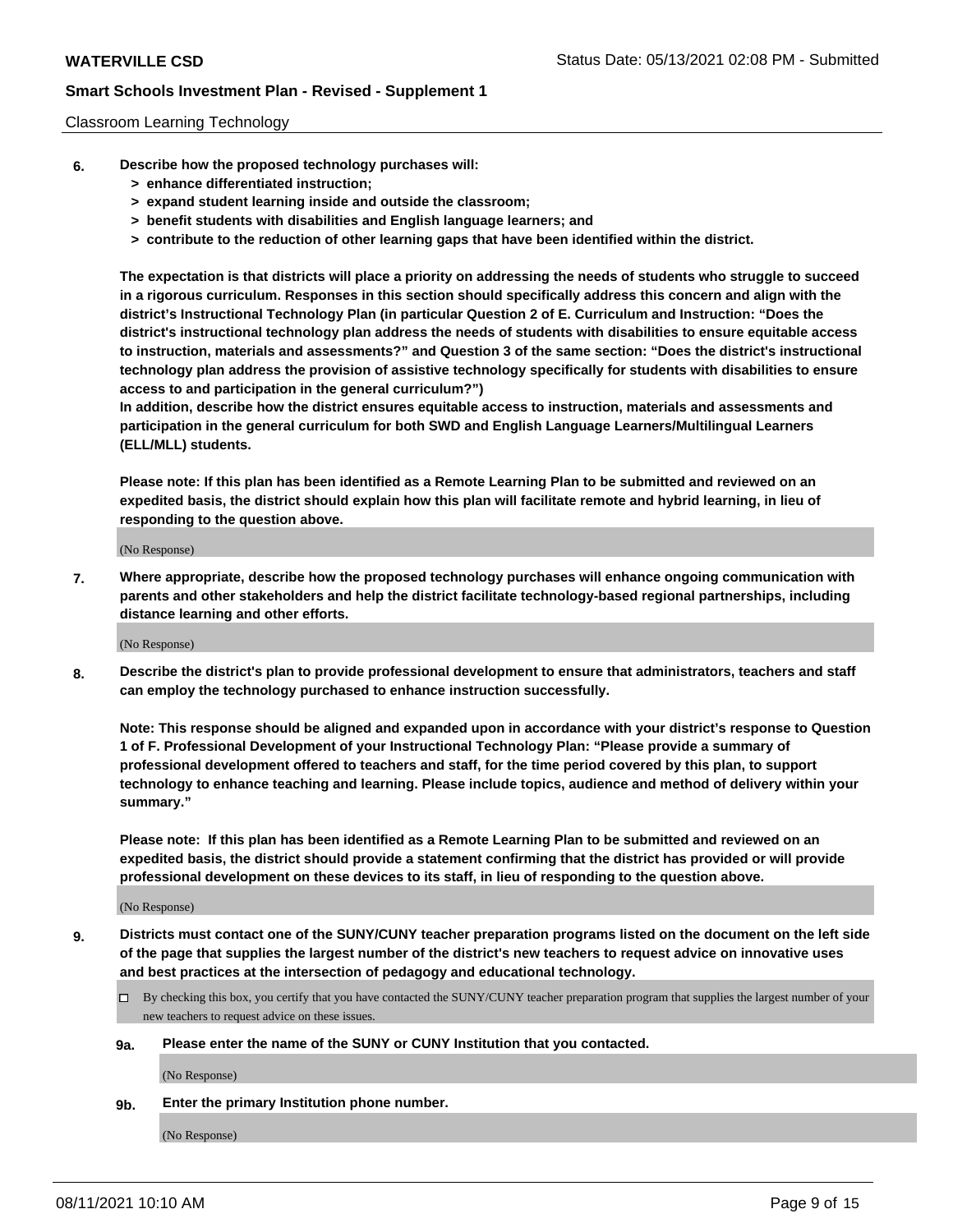Classroom Learning Technology

6. **Describe how the proposed technology purchases will:**
   - **> enhance differentiated instruction;**
   - **> expand student learning inside and outside the classroom;**
   - **> benefit students with disabilities and English language learners; and**
   - **> contribute to the reduction of other learning gaps that have been identified within the district.**

   **The expectation is that districts will place a priority on addressing the needs of students who struggle to succeed in a rigorous curriculum. Responses in this section should specifically address this concern and align with the district's Instructional Technology Plan (in particular Question 2 of E. Curriculum and Instruction: "Does the district's instructional technology plan address the needs of students with disabilities to ensure equitable access to instruction, materials and assessments?" and Question 3 of the same section: "Does the district's instructional technology plan address the provision of assistive technology specifically for students with disabilities to ensure access to and participation in the general curriculum?")**

   **In addition, describe how the district ensures equitable access to instruction, materials and assessments and participation in the general curriculum for both SWD and English Language Learners/Multilingual Learners (ELL/MLL) students.**

   **Please note: If this plan has been identified as a Remote Learning Plan to be submitted and reviewed on an expedited basis, the district should explain how this plan will facilitate remote and hybrid learning, in lieu of responding to the question above.**

   (No Response)

7. **Where appropriate, describe how the proposed technology purchases will enhance ongoing communication with parents and other stakeholders and help the district facilitate technology-based regional partnerships, including distance learning and other efforts.**

   (No Response)

8. **Describe the district's plan to provide professional development to ensure that administrators, teachers and staff can employ the technology purchased to enhance instruction successfully.**

   **Note: This response should be aligned and expanded upon in accordance with your district's response to Question 1 of F. Professional Development of your Instructional Technology Plan: "Please provide a summary of professional development offered to teachers and staff, for the time period covered by this plan, to support technology to enhance teaching and learning. Please include topics, audience and method of delivery within your summary."**

   **Please note: If this plan has been identified as a Remote Learning Plan to be submitted and reviewed on an expedited basis, the district should provide a statement confirming that the district has provided or will provide professional development on these devices to its staff, in lieu of responding to the question above.**

   (No Response)

9. **Districts must contact one of the SUNY/CUNY teacher preparation programs listed on the document on the left side of the page that supplies the largest number of the district's new teachers to request advice on innovative uses and best practices at the intersection of pedagogy and educational technology.**

   ☐ By checking this box, you certify that you have contacted the SUNY/CUNY teacher preparation program that supplies the largest number of your new teachers to request advice on these issues.

   **9a. Please enter the name of the SUNY or CUNY Institution that you contacted.**

   (No Response)

   **9b. Enter the primary Institution phone number.**

   (No Response)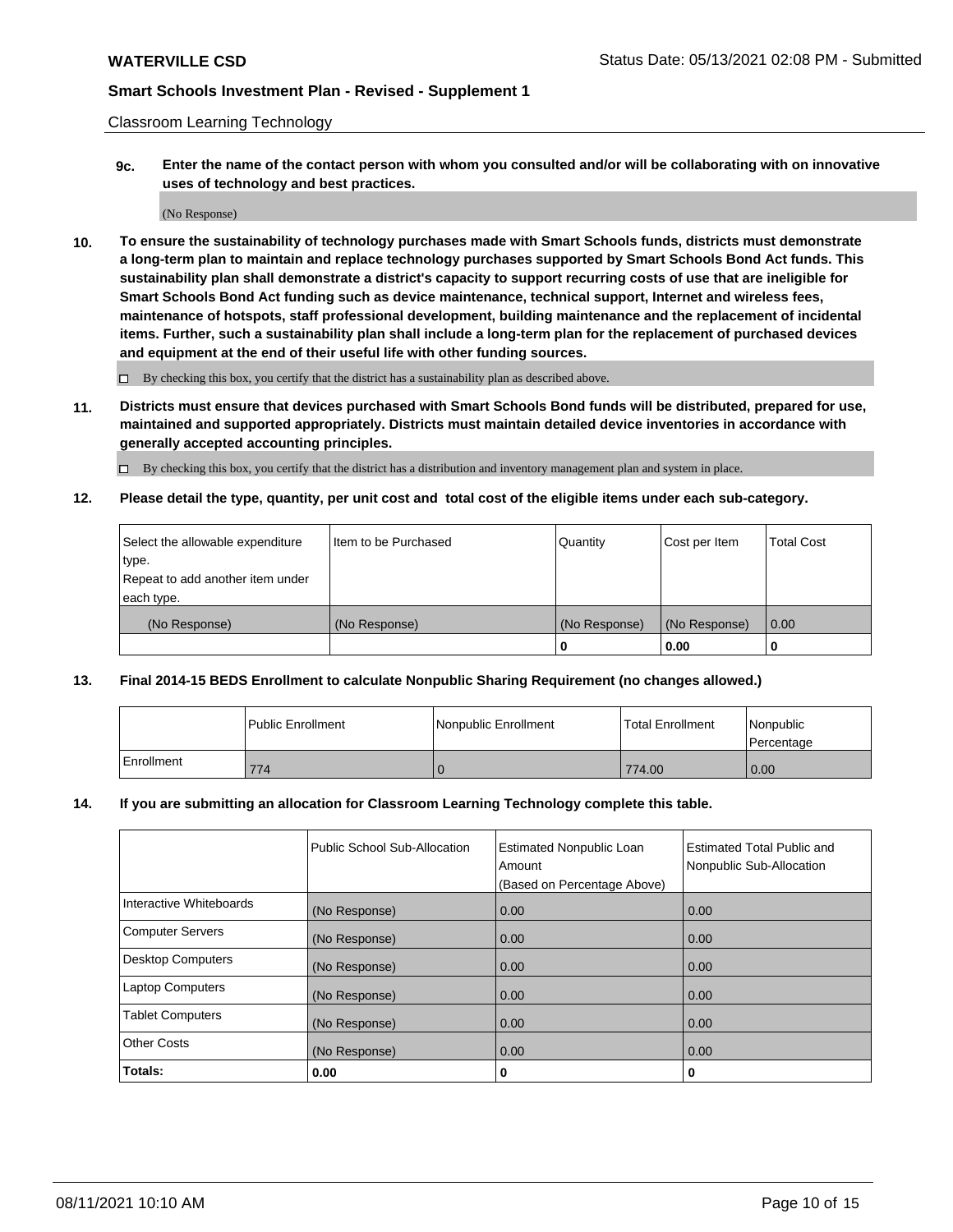Classroom Learning Technology

**9c. Enter the name of the contact person with whom you consulted and/or will be collaborating with on innovative uses of technology and best practices.**

(No Response)

**10. To ensure the sustainability of technology purchases made with Smart Schools funds, districts must demonstrate a long-term plan to maintain and replace technology purchases supported by Smart Schools Bond Act funds. This sustainability plan shall demonstrate a district's capacity to support recurring costs of use that are ineligible for Smart Schools Bond Act funding such as device maintenance, technical support, Internet and wireless fees, maintenance of hotspots, staff professional development, building maintenance and the replacement of incidental items. Further, such a sustainability plan shall include a long-term plan for the replacement of purchased devices and equipment at the end of their useful life with other funding sources.**

☐ By checking this box, you certify that the district has a sustainability plan as described above.

**11. Districts must ensure that devices purchased with Smart Schools Bond funds will be distributed, prepared for use, maintained and supported appropriately. Districts must maintain detailed device inventories in accordance with generally accepted accounting principles.**

☐ By checking this box, you certify that the district has a distribution and inventory management plan and system in place.

**12. Please detail the type, quantity, per unit cost and total cost of the eligible items under each sub-category.**

| Select the allowable expenditure type. Repeat to add another item under each type. | Item to be Purchased | Quantity | Cost per Item | Total Cost |
|---|---|---|---|---|
| (No Response) | (No Response) | (No Response) | (No Response) | 0.00 |
| | | **0** | **0.00** | **0** |

**13. Final 2014-15 BEDS Enrollment to calculate Nonpublic Sharing Requirement (no changes allowed.)**

| | Public Enrollment | Nonpublic Enrollment | Total Enrollment | Nonpublic Percentage |
|---|---|---|---|---|
| Enrollment | 774 | 0 | 774.00 | 0.00 |

**14. If you are submitting an allocation for Classroom Learning Technology complete this table.**

| | Public School Sub-Allocation | Estimated Nonpublic Loan Amount (Based on Percentage Above) | Estimated Total Public and Nonpublic Sub-Allocation |
|---|---|---|---|
| Interactive Whiteboards | (No Response) | 0.00 | 0.00 |
| Computer Servers | (No Response) | 0.00 | 0.00 |
| Desktop Computers | (No Response) | 0.00 | 0.00 |
| Laptop Computers | (No Response) | 0.00 | 0.00 |
| Tablet Computers | (No Response) | 0.00 | 0.00 |
| Other Costs | (No Response) | 0.00 | 0.00 |
| **Totals:** | **0.00** | **0** | **0** |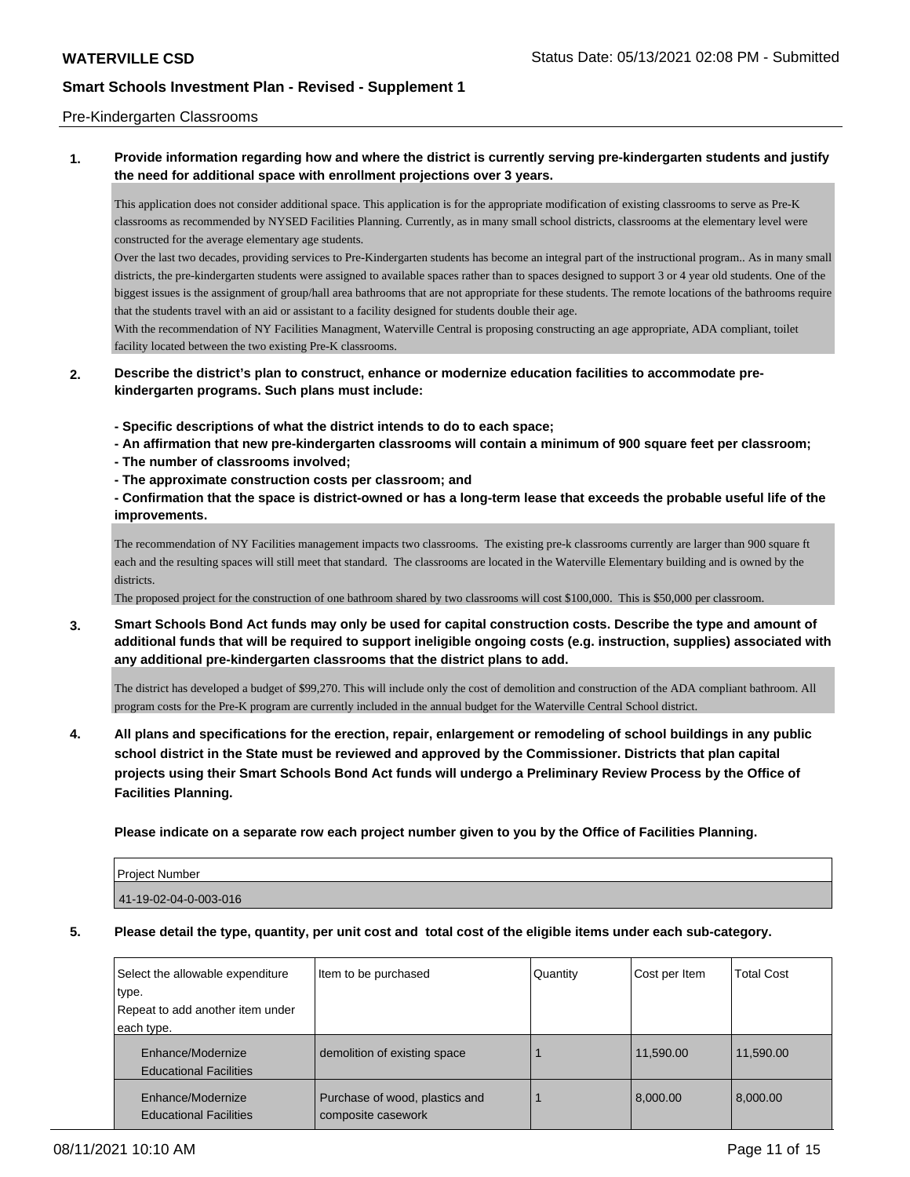Pre-Kindergarten Classrooms

**1. Provide information regarding how and where the district is currently serving pre-kindergarten students and justify the need for additional space with enrollment projections over 3 years.**

This application does not consider additional space. This application is for the appropriate modification of existing classrooms to serve as Pre-K classrooms as recommended by NYSED Facilities Planning. Currently, as in many small school districts, classrooms at the elementary level were constructed for the average elementary age students.
Over the last two decades, providing services to Pre-Kindergarten students has become an integral part of the instructional program.. As in many small districts, the pre-kindergarten students were assigned to available spaces rather than to spaces designed to support 3 or 4 year old students. One of the biggest issues is the assignment of group/hall area bathrooms that are not appropriate for these students. The remote locations of the bathrooms require that the students travel with an aid or assistant to a facility designed for students double their age.
With the recommendation of NY Facilities Managment, Waterville Central is proposing constructing an age appropriate, ADA compliant, toilet facility located between the two existing Pre-K classrooms.

**2. Describe the district's plan to construct, enhance or modernize education facilities to accommodate pre-kindergarten programs. Such plans must include:**

**- Specific descriptions of what the district intends to do to each space;**
**- An affirmation that new pre-kindergarten classrooms will contain a minimum of 900 square feet per classroom;**
**- The number of classrooms involved;**
**- The approximate construction costs per classroom; and**
**- Confirmation that the space is district-owned or has a long-term lease that exceeds the probable useful life of the improvements.**

The recommendation of NY Facilities management impacts two classrooms. The existing pre-k classrooms currently are larger than 900 square ft each and the resulting spaces will still meet that standard. The classrooms are located in the Waterville Elementary building and is owned by the districts.
The proposed project for the construction of one bathroom shared by two classrooms will cost $100,000. This is $50,000 per classroom.

**3. Smart Schools Bond Act funds may only be used for capital construction costs. Describe the type and amount of additional funds that will be required to support ineligible ongoing costs (e.g. instruction, supplies) associated with any additional pre-kindergarten classrooms that the district plans to add.**

The district has developed a budget of $99,270. This will include only the cost of demolition and construction of the ADA compliant bathroom. All program costs for the Pre-K program are currently included in the annual budget for the Waterville Central School district.

**4. All plans and specifications for the erection, repair, enlargement or remodeling of school buildings in any public school district in the State must be reviewed and approved by the Commissioner. Districts that plan capital projects using their Smart Schools Bond Act funds will undergo a Preliminary Review Process by the Office of Facilities Planning.**

**Please indicate on a separate row each project number given to you by the Office of Facilities Planning.**

| Project Number |
|---|
| 41-19-02-04-0-003-016 |

**5. Please detail the type, quantity, per unit cost and total cost of the eligible items under each sub-category.**

| Select the allowable expenditure type. Repeat to add another item under each type. | Item to be purchased | Quantity | Cost per Item | Total Cost |
|---|---|---|---|---|
| Enhance/Modernize Educational Facilities | demolition of existing space | 1 | 11,590.00 | 11,590.00 |
| Enhance/Modernize Educational Facilities | Purchase of wood, plastics and composite casework | 1 | 8,000.00 | 8,000.00 |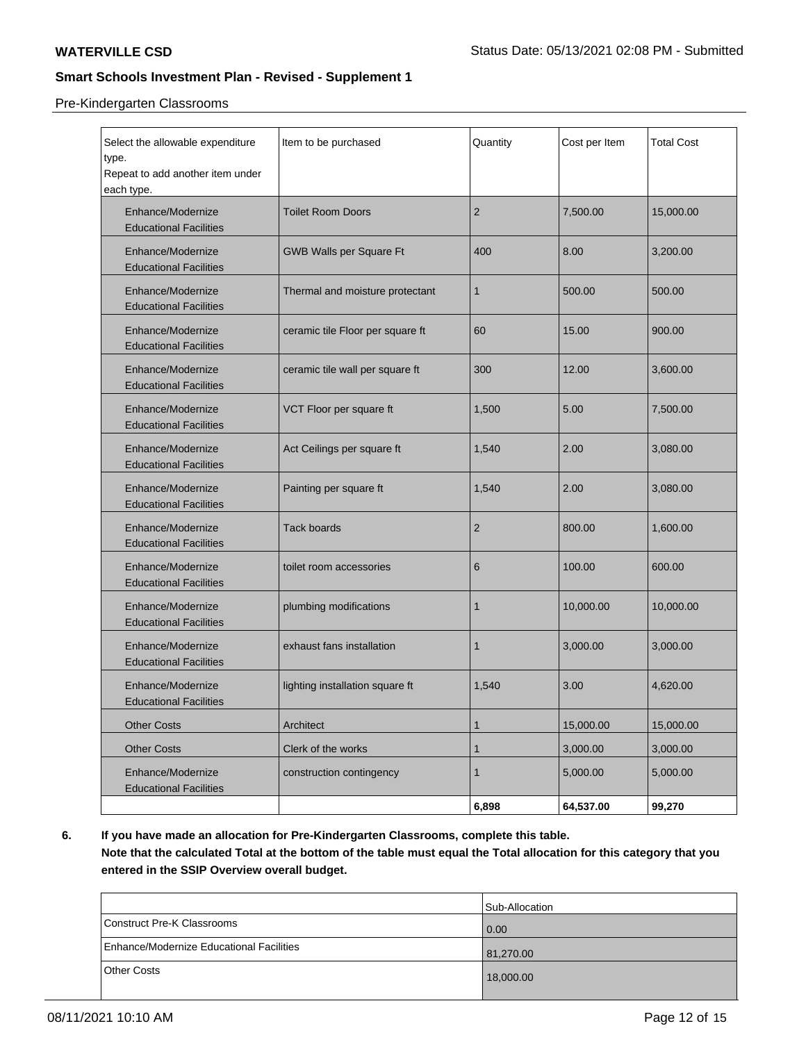Pre-Kindergarten Classrooms

| Select the allowable expenditure type. Repeat to add another item under each type. | Item to be purchased | Quantity | Cost per Item | Total Cost |
|---|---|---|---|---|
| Enhance/Modernize Educational Facilities | Toilet Room Doors | 2 | 7,500.00 | 15,000.00 |
| Enhance/Modernize Educational Facilities | GWB Walls per Square Ft | 400 | 8.00 | 3,200.00 |
| Enhance/Modernize Educational Facilities | Thermal and moisture protectant | 1 | 500.00 | 500.00 |
| Enhance/Modernize Educational Facilities | ceramic tile Floor per square ft | 60 | 15.00 | 900.00 |
| Enhance/Modernize Educational Facilities | ceramic tile wall per square ft | 300 | 12.00 | 3,600.00 |
| Enhance/Modernize Educational Facilities | VCT Floor per square ft | 1,500 | 5.00 | 7,500.00 |
| Enhance/Modernize Educational Facilities | Act Ceilings per square ft | 1,540 | 2.00 | 3,080.00 |
| Enhance/Modernize Educational Facilities | Painting per square ft | 1,540 | 2.00 | 3,080.00 |
| Enhance/Modernize Educational Facilities | Tack boards | 2 | 800.00 | 1,600.00 |
| Enhance/Modernize Educational Facilities | toilet room accessories | 6 | 100.00 | 600.00 |
| Enhance/Modernize Educational Facilities | plumbing modifications | 1 | 10,000.00 | 10,000.00 |
| Enhance/Modernize Educational Facilities | exhaust fans installation | 1 | 3,000.00 | 3,000.00 |
| Enhance/Modernize Educational Facilities | lighting installation square ft | 1,540 | 3.00 | 4,620.00 |
| Other Costs | Architect | 1 | 15,000.00 | 15,000.00 |
| Other Costs | Clerk of the works | 1 | 3,000.00 | 3,000.00 |
| Enhance/Modernize Educational Facilities | construction contingency | 1 | 5,000.00 | 5,000.00 |
| | | **6,898** | **64,537.00** | **99,270** |

**6. If you have made an allocation for Pre-Kindergarten Classrooms, complete this table. Note that the calculated Total at the bottom of the table must equal the Total allocation for this category that you entered in the SSIP Overview overall budget.**

| | Sub-Allocation |
|---|---|
| Construct Pre-K Classrooms | 0.00 |
| Enhance/Modernize Educational Facilities | 81,270.00 |
| Other Costs | 18,000.00 |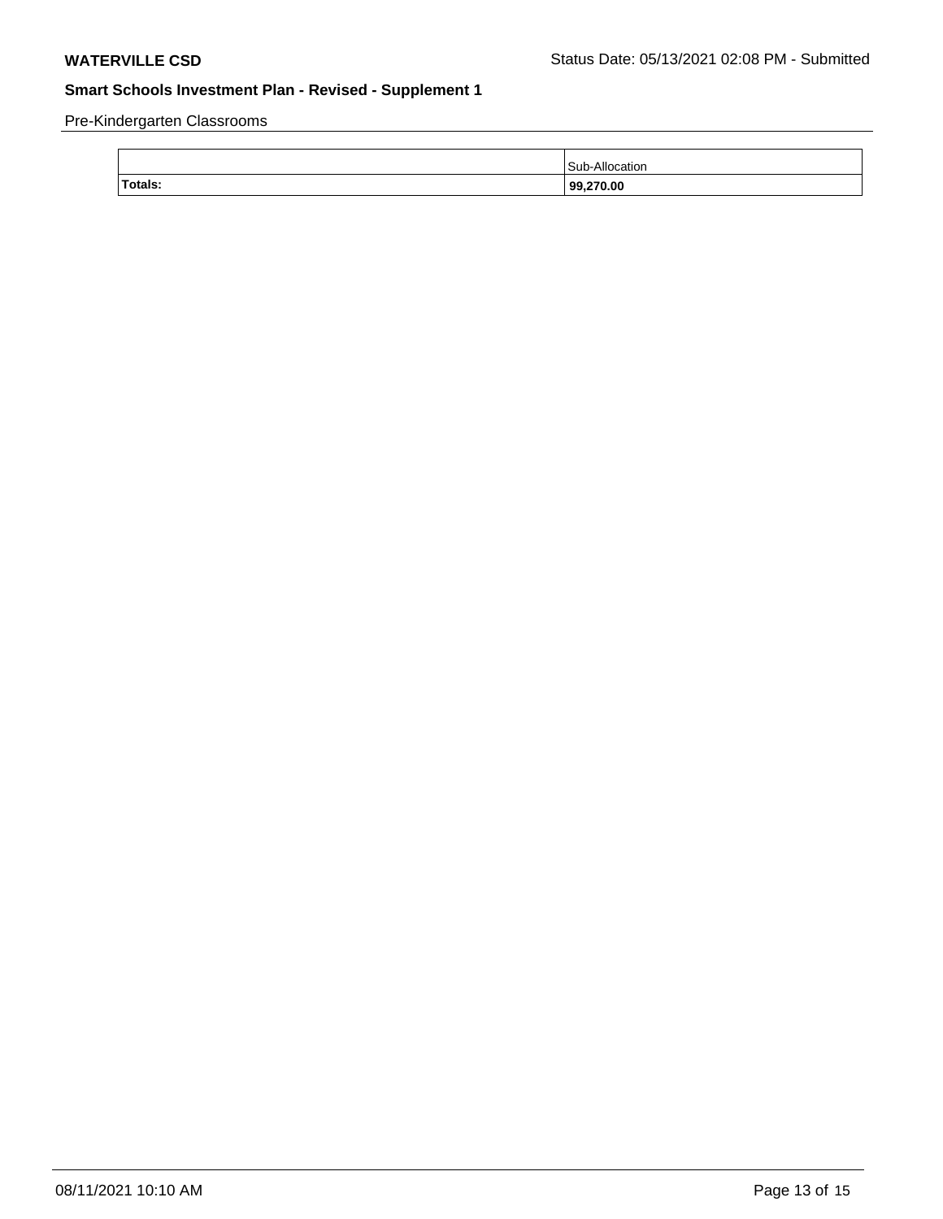Pre-Kindergarten Classrooms

| | Sub-Allocation |
|---|---|
| **Totals:** | **99,270.00** |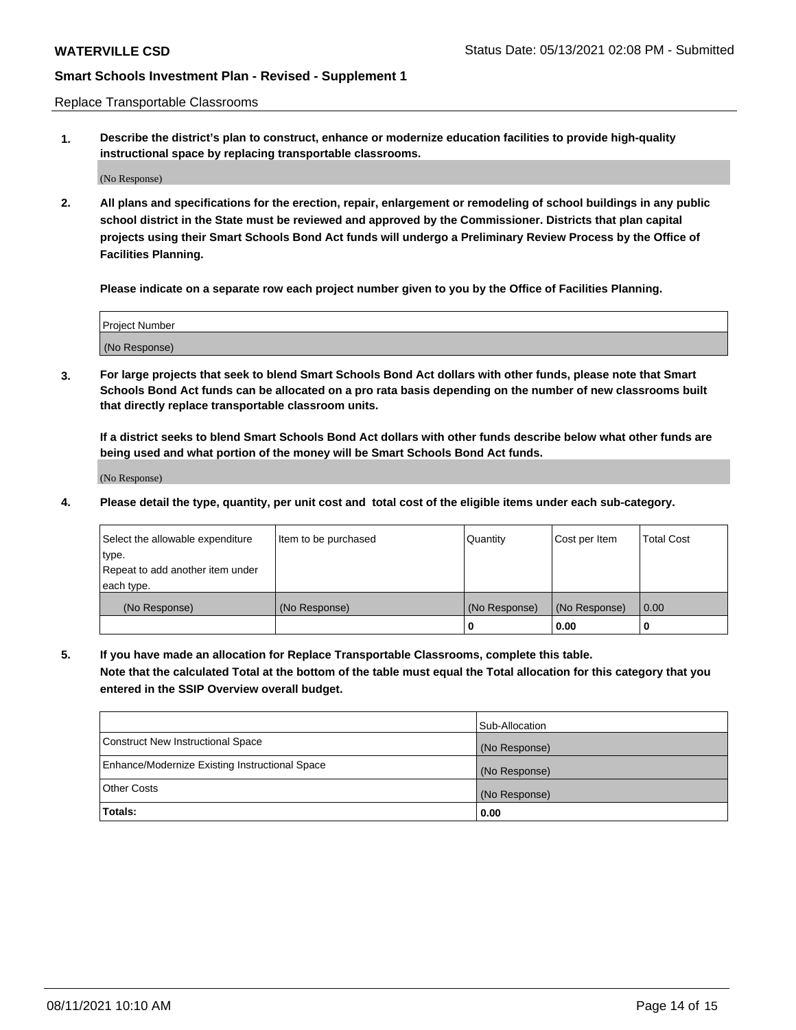Replace Transportable Classrooms

**1. Describe the district's plan to construct, enhance or modernize education facilities to provide high-quality instructional space by replacing transportable classrooms.**

(No Response)

**2. All plans and specifications for the erection, repair, enlargement or remodeling of school buildings in any public school district in the State must be reviewed and approved by the Commissioner. Districts that plan capital projects using their Smart Schools Bond Act funds will undergo a Preliminary Review Process by the Office of Facilities Planning.**

**Please indicate on a separate row each project number given to you by the Office of Facilities Planning.**

| Project Number |
|---|
| (No Response) |

**3. For large projects that seek to blend Smart Schools Bond Act dollars with other funds, please note that Smart Schools Bond Act funds can be allocated on a pro rata basis depending on the number of new classrooms built that directly replace transportable classroom units.**

**If a district seeks to blend Smart Schools Bond Act dollars with other funds describe below what other funds are being used and what portion of the money will be Smart Schools Bond Act funds.**

(No Response)

**4. Please detail the type, quantity, per unit cost and total cost of the eligible items under each sub-category.**

| Select the allowable expenditure type. Repeat to add another item under each type. | Item to be purchased | Quantity | Cost per Item | Total Cost |
|---|---|---|---|---|
| (No Response) | (No Response) | (No Response) | (No Response) | 0.00 |
| | | 0 | 0.00 | 0 |

**5. If you have made an allocation for Replace Transportable Classrooms, complete this table. Note that the calculated Total at the bottom of the table must equal the Total allocation for this category that you entered in the SSIP Overview overall budget.**

| | Sub-Allocation |
|---|---|
| Construct New Instructional Space | (No Response) |
| Enhance/Modernize Existing Instructional Space | (No Response) |
| Other Costs | (No Response) |
| **Totals:** | **0.00** |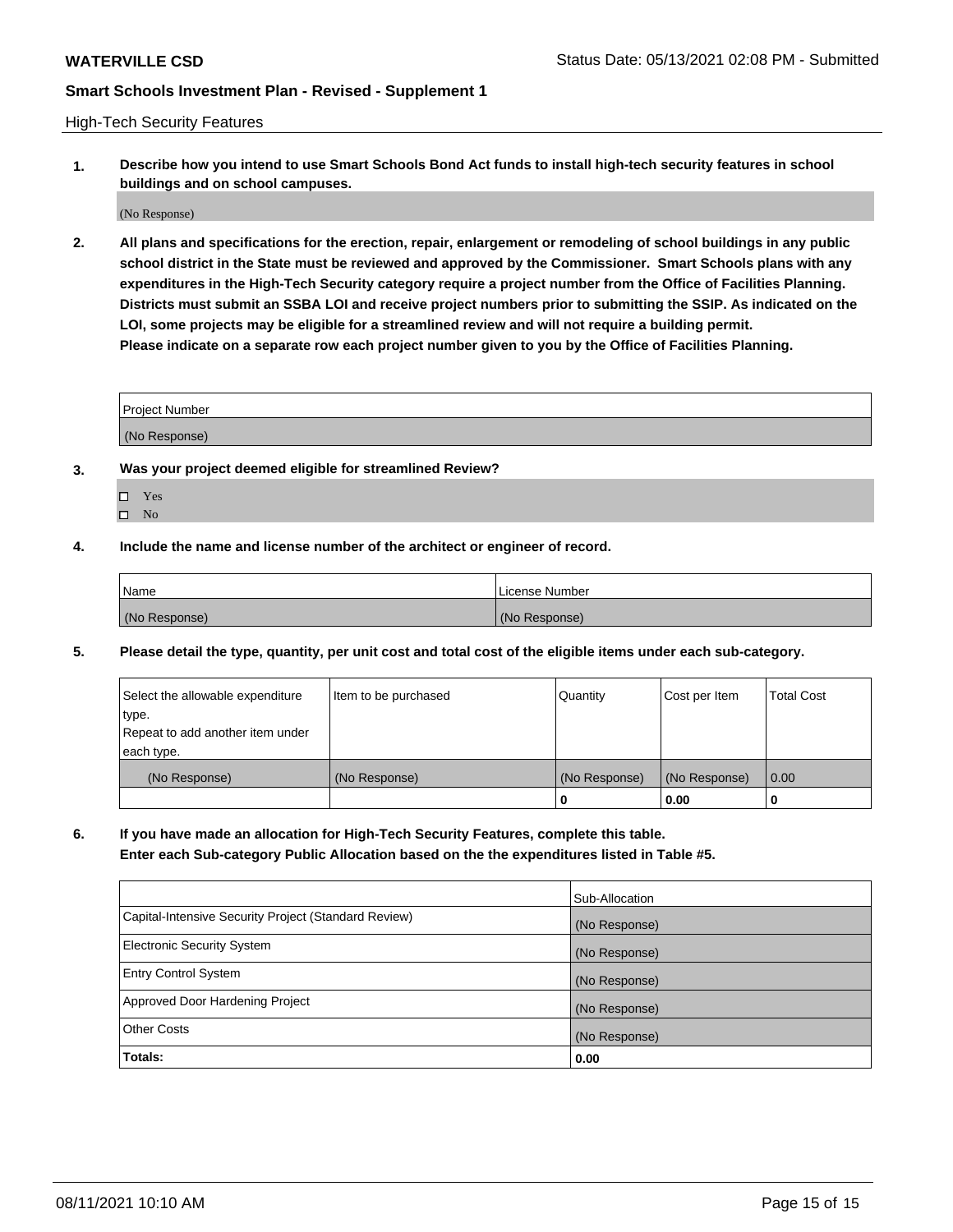High-Tech Security Features

**1. Describe how you intend to use Smart Schools Bond Act funds to install high-tech security features in school buildings and on school campuses.**

(No Response)

**2. All plans and specifications for the erection, repair, enlargement or remodeling of school buildings in any public school district in the State must be reviewed and approved by the Commissioner. Smart Schools plans with any expenditures in the High-Tech Security category require a project number from the Office of Facilities Planning. Districts must submit an SSBA LOI and receive project numbers prior to submitting the SSIP. As indicated on the LOI, some projects may be eligible for a streamlined review and will not require a building permit.**
**Please indicate on a separate row each project number given to you by the Office of Facilities Planning.**

| Project Number |
| --- |
| (No Response) |

**3. Was your project deemed eligible for streamlined Review?**

- ☐ Yes
- ☐ No

**4. Include the name and license number of the architect or engineer of record.**

| Name | License Number |
| --- | --- |
| (No Response) | (No Response) |

**5. Please detail the type, quantity, per unit cost and total cost of the eligible items under each sub-category.**

| Select the allowable expenditure type. Repeat to add another item under each type. | Item to be purchased | Quantity | Cost per Item | Total Cost |
| --- | --- | --- | --- | --- |
| (No Response) | (No Response) | (No Response) | (No Response) | 0.00 |
| | | 0 | 0.00 | 0 |

**6. If you have made an allocation for High-Tech Security Features, complete this table.**
**Enter each Sub-category Public Allocation based on the the expenditures listed in Table #5.**

| | Sub-Allocation |
| --- | --- |
| Capital-Intensive Security Project (Standard Review) | (No Response) |
| Electronic Security System | (No Response) |
| Entry Control System | (No Response) |
| Approved Door Hardening Project | (No Response) |
| Other Costs | (No Response) |
| **Totals:** | **0.00** |